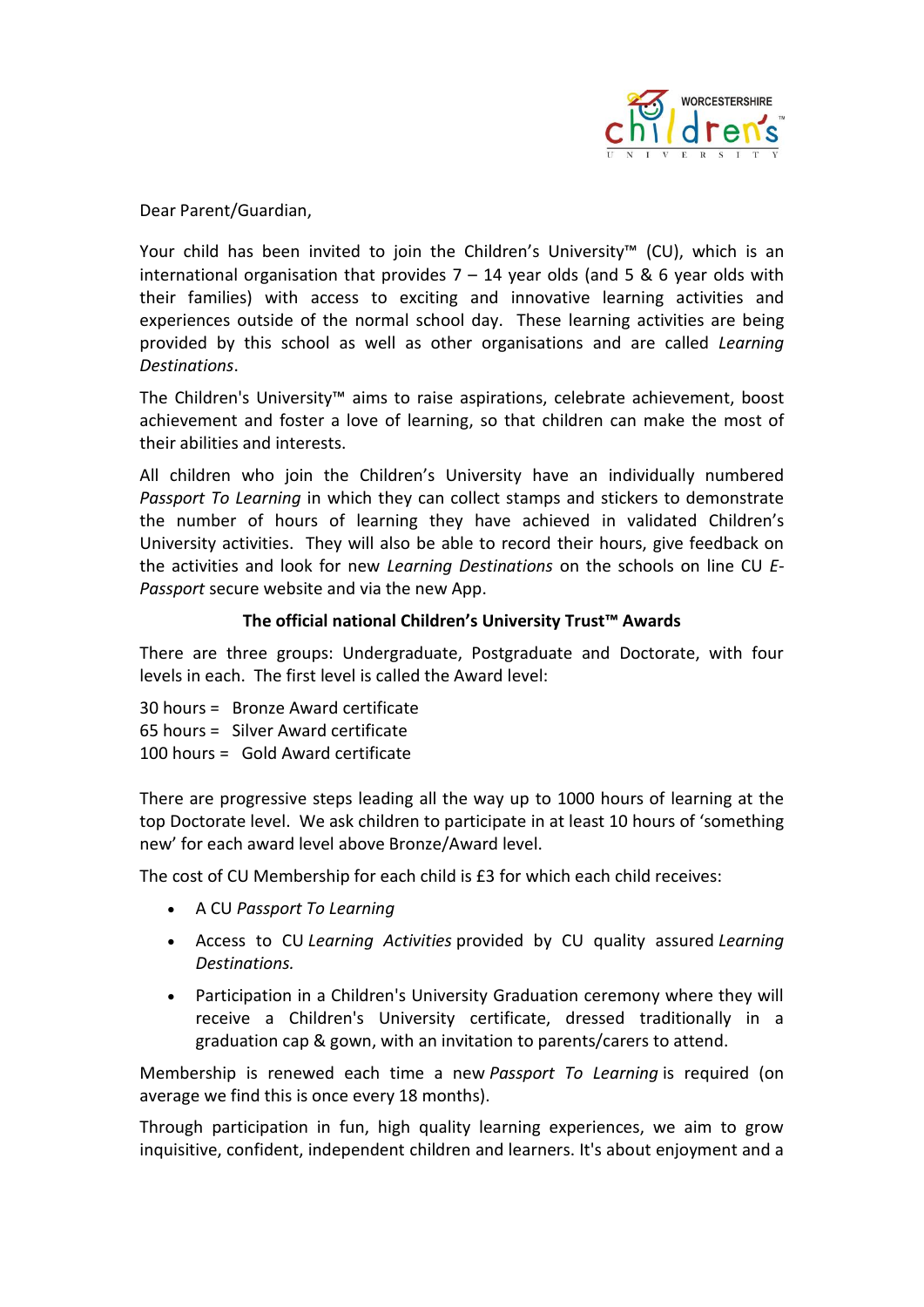Dear Parent/Guardian,

Your child has been invited to join the Children's University™ (CU), which is an international organisation that provides 7 – 14 year olds (and 5 & 6 year olds with their families) with access to exciting and innovative learning activities and experiences outside of the normal school day. These learning activities are being provided by this school as well as other organisations and are called *Learning Destinations*.

The Children's University™ aims to raise aspirations, celebrate achievement, boost achievement and foster a love of learning, so that children can make the most of their abilities and interests.

All children who join the Children's University have an individually numbered *Passport To Learning* in which they can collect stamps and stickers to demonstrate the number of hours of learning they have achieved in validated Children's University activities. They will also be able to record their hours, give feedback on the activities and look for new *Learning Destinations* on the schools on line CU *E-Passport* secure website and via the new App.

**The official national Children's University Trust™ Awards**

There are three groups: Undergraduate, Postgraduate and Doctorate, with four levels in each. The first level is called the Award level:

30 hours = Bronze Award certificate
65 hours = Silver Award certificate
100 hours = Gold Award certificate

There are progressive steps leading all the way up to 1000 hours of learning at the top Doctorate level. We ask children to participate in at least 10 hours of 'something new' for each award level above Bronze/Award level.

The cost of CU Membership for each child is £3 for which each child receives:

- A CU *Passport To Learning*
- Access to CU *Learning Activities* provided by CU quality assured *Learning Destinations.*
- Participation in a Children's University Graduation ceremony where they will receive a Children's University certificate, dressed traditionally in a graduation cap & gown, with an invitation to parents/carers to attend.

Membership is renewed each time a new *Passport To Learning* is required (on average we find this is once every 18 months).

Through participation in fun, high quality learning experiences, we aim to grow inquisitive, confident, independent children and learners. It's about enjoyment and a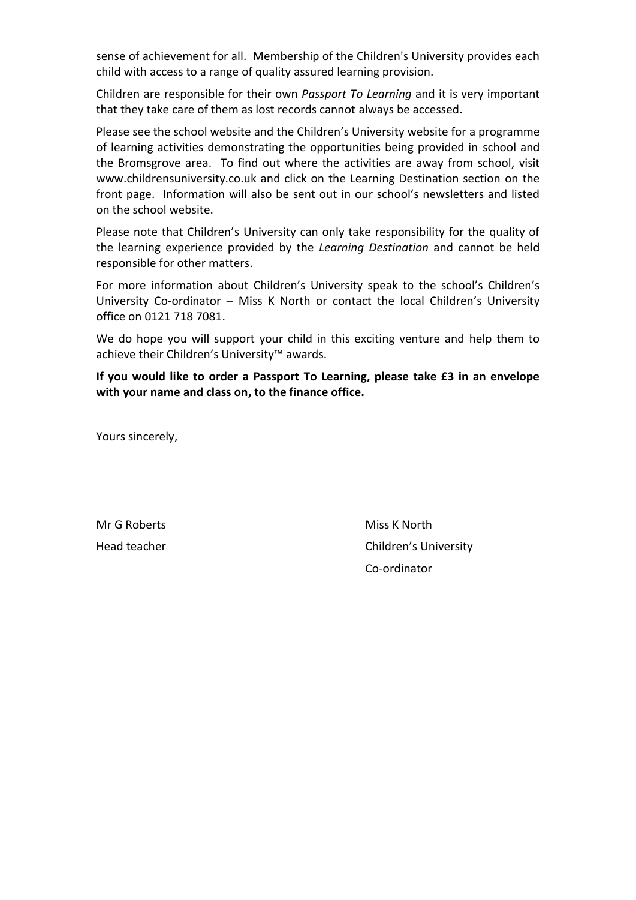sense of achievement for all. Membership of the Children's University provides each child with access to a range of quality assured learning provision.

Children are responsible for their own *Passport To Learning* and it is very important that they take care of them as lost records cannot always be accessed.

Please see the school website and the Children's University website for a programme of learning activities demonstrating the opportunities being provided in school and the Bromsgrove area. To find out where the activities are away from school, visit www.childrensuniversity.co.uk and click on the Learning Destination section on the front page. Information will also be sent out in our school's newsletters and listed on the school website.

Please note that Children's University can only take responsibility for the quality of the learning experience provided by the *Learning Destination* and cannot be held responsible for other matters.

For more information about Children's University speak to the school's Children's University Co-ordinator – Miss K North or contact the local Children's University office on 0121 718 7081.

We do hope you will support your child in this exciting venture and help them to achieve their Children's University™ awards.

**If you would like to order a Passport To Learning, please take £3 in an envelope with your name and class on, to the finance office.**

Yours sincerely,

Mr G Roberts
Head teacher

Miss K North
Children's University
Co-ordinator